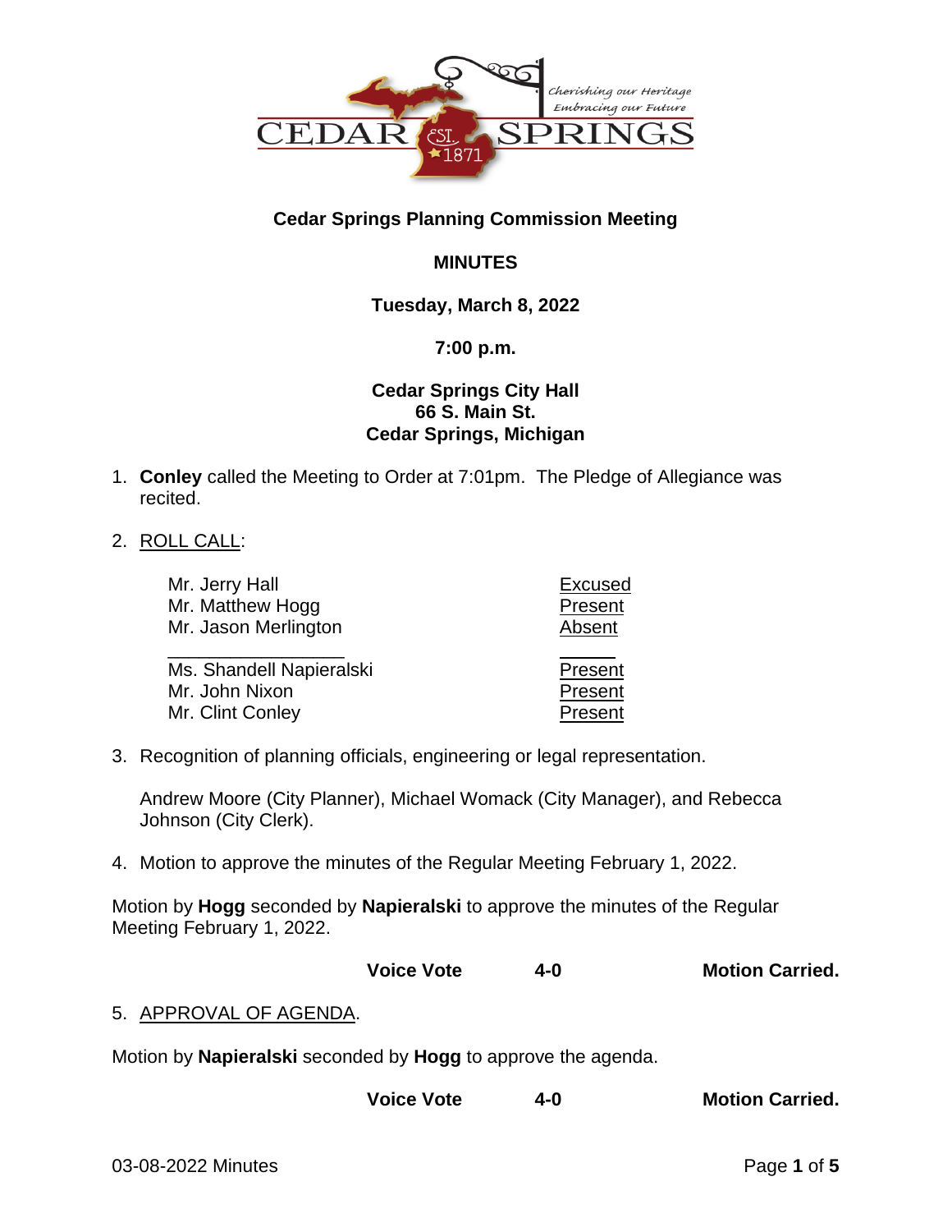Cherishing our Heritage
Embracing our Future

CEDAR EST. 1871 SPRINGS

**Cedar Springs Planning Commission Meeting**

**MINUTES**

**Tuesday, March 8, 2022**

**7:00 p.m.**

**Cedar Springs City Hall**
**66 S. Main St.**
**Cedar Springs, Michigan**

1. **Conley** called the Meeting to Order at 7:01pm. The Pledge of Allegiance was recited.

2. ROLL CALL:

| | |
|---|---|
| Mr. Jerry Hall | Excused |
| Mr. Matthew Hogg | Present |
| Mr. Jason Merlington | Absent |
| \_\_\_\_\_\_\_\_\_\_\_\_\_\_\_\_\_\_ | \_\_\_\_\_\_ |
| Ms. Shandell Napieralski | Present |
| Mr. John Nixon | Present |
| Mr. Clint Conley | Present |

3. Recognition of planning officials, engineering or legal representation.

   Andrew Moore (City Planner), Michael Womack (City Manager), and Rebecca Johnson (City Clerk).

4. Motion to approve the minutes of the Regular Meeting February 1, 2022.

Motion by **Hogg** seconded by **Napieralski** to approve the minutes of the Regular Meeting February 1, 2022.

**Voice Vote 4-0 Motion Carried.**

5. APPROVAL OF AGENDA.

Motion by **Napieralski** seconded by **Hogg** to approve the agenda.

**Voice Vote 4-0 Motion Carried.**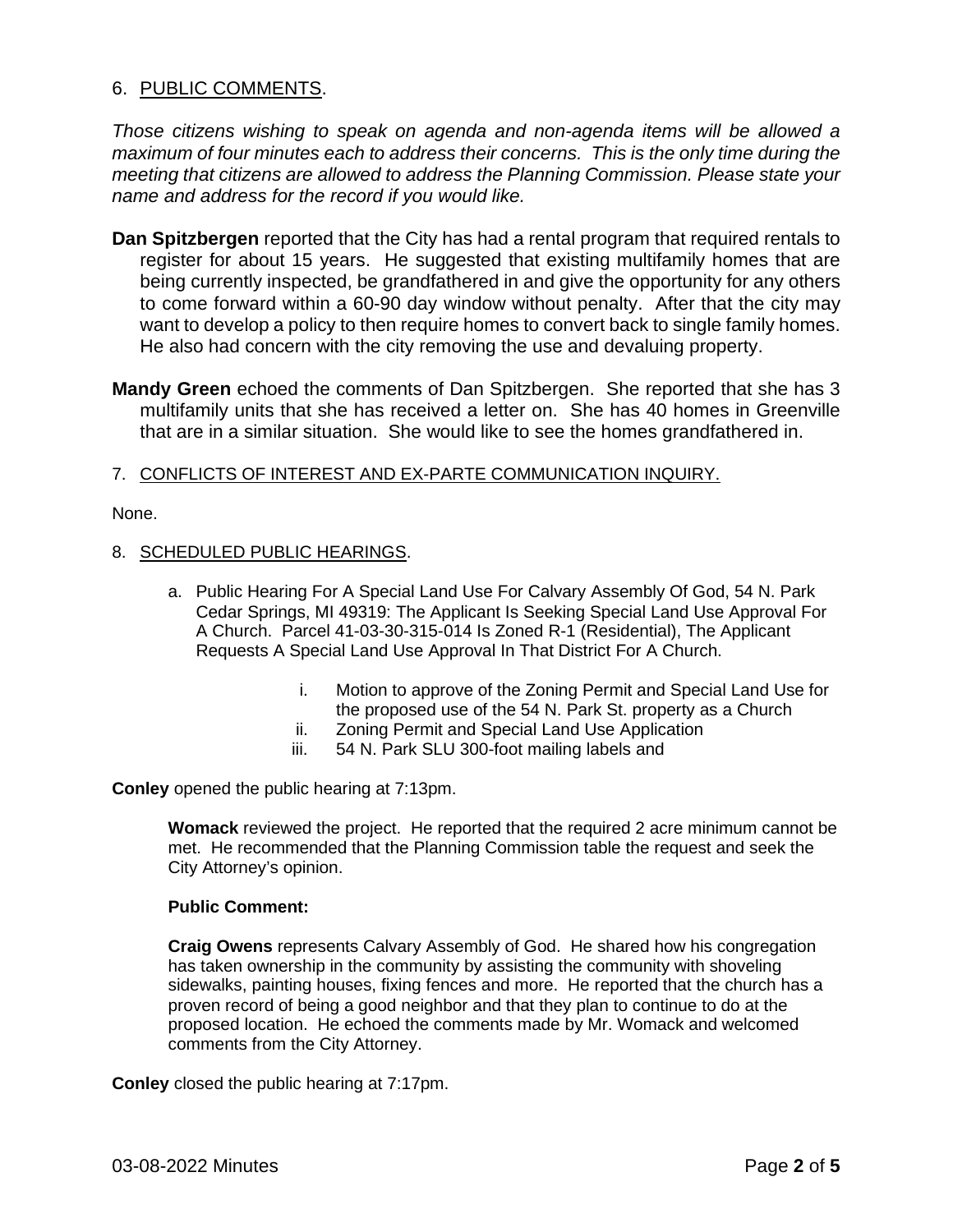6. PUBLIC COMMENTS.

*Those citizens wishing to speak on agenda and non-agenda items will be allowed a maximum of four minutes each to address their concerns. This is the only time during the meeting that citizens are allowed to address the Planning Commission. Please state your name and address for the record if you would like.*

**Dan Spitzbergen** reported that the City has had a rental program that required rentals to register for about 15 years. He suggested that existing multifamily homes that are being currently inspected, be grandfathered in and give the opportunity for any others to come forward within a 60-90 day window without penalty. After that the city may want to develop a policy to then require homes to convert back to single family homes. He also had concern with the city removing the use and devaluing property.

**Mandy Green** echoed the comments of Dan Spitzbergen. She reported that she has 3 multifamily units that she has received a letter on. She has 40 homes in Greenville that are in a similar situation. She would like to see the homes grandfathered in.

7. CONFLICTS OF INTEREST AND EX-PARTE COMMUNICATION INQUIRY.

None.

8. SCHEDULED PUBLIC HEARINGS.

a. Public Hearing For A Special Land Use For Calvary Assembly Of God, 54 N. Park Cedar Springs, MI 49319: The Applicant Is Seeking Special Land Use Approval For A Church. Parcel 41-03-30-315-014 Is Zoned R-1 (Residential), The Applicant Requests A Special Land Use Approval In That District For A Church.

   i. Motion to approve of the Zoning Permit and Special Land Use for the proposed use of the 54 N. Park St. property as a Church
   ii. Zoning Permit and Special Land Use Application
   iii. 54 N. Park SLU 300-foot mailing labels and

**Conley** opened the public hearing at 7:13pm.

**Womack** reviewed the project. He reported that the required 2 acre minimum cannot be met. He recommended that the Planning Commission table the request and seek the City Attorney's opinion.

**Public Comment:**

**Craig Owens** represents Calvary Assembly of God. He shared how his congregation has taken ownership in the community by assisting the community with shoveling sidewalks, painting houses, fixing fences and more. He reported that the church has a proven record of being a good neighbor and that they plan to continue to do at the proposed location. He echoed the comments made by Mr. Womack and welcomed comments from the City Attorney.

**Conley** closed the public hearing at 7:17pm.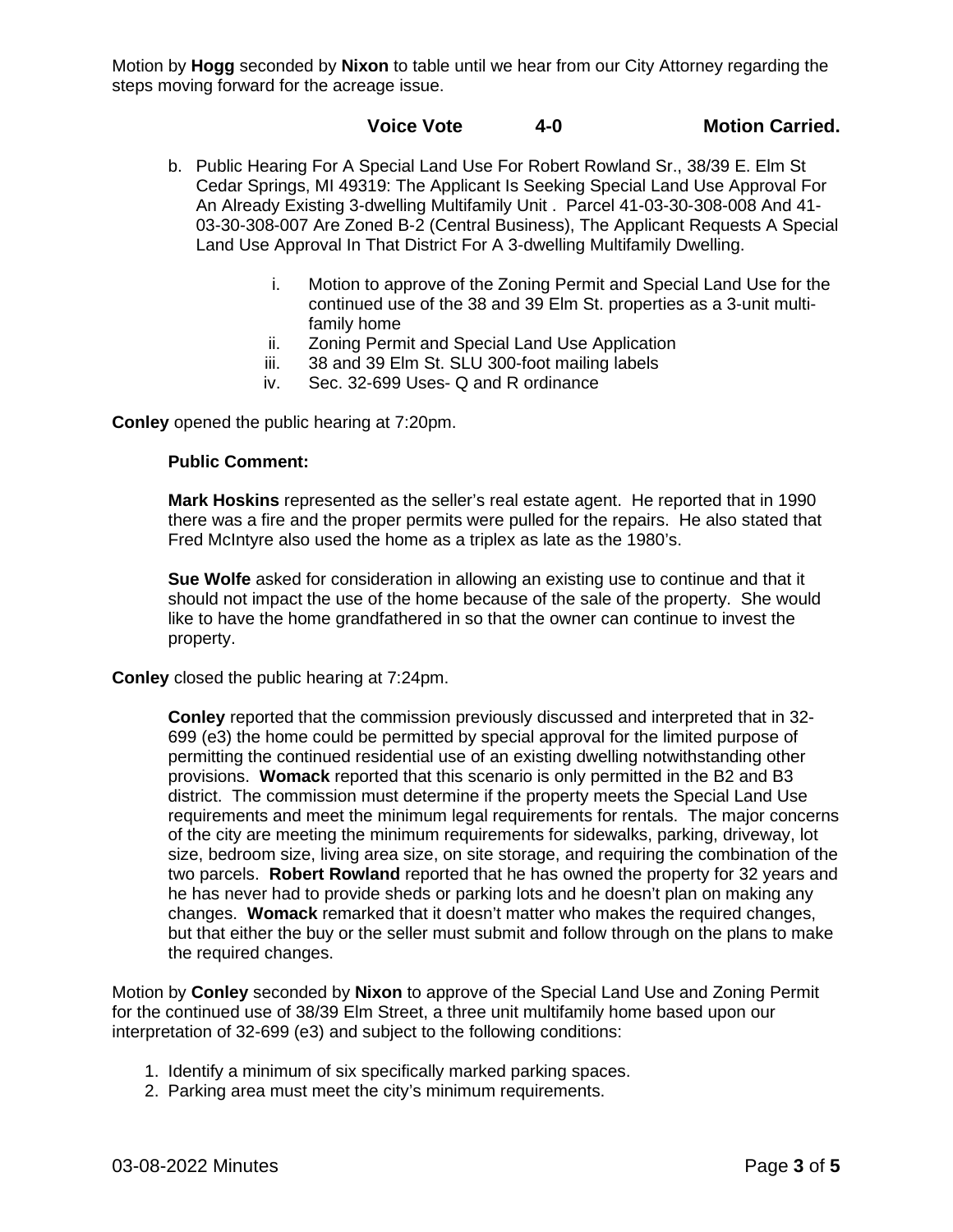Motion by **Hogg** seconded by **Nixon** to table until we hear from our City Attorney regarding the steps moving forward for the acreage issue.

**Voice Vote 4-0 Motion Carried.**

b. Public Hearing For A Special Land Use For Robert Rowland Sr., 38/39 E. Elm St Cedar Springs, MI 49319: The Applicant Is Seeking Special Land Use Approval For An Already Existing 3-dwelling Multifamily Unit . Parcel 41-03-30-308-008 And 41-03-30-308-007 Are Zoned B-2 (Central Business), The Applicant Requests A Special Land Use Approval In That District For A 3-dwelling Multifamily Dwelling.

   i. Motion to approve of the Zoning Permit and Special Land Use for the continued use of the 38 and 39 Elm St. properties as a 3-unit multi-family home
   ii. Zoning Permit and Special Land Use Application
   iii. 38 and 39 Elm St. SLU 300-foot mailing labels
   iv. Sec. 32-699 Uses- Q and R ordinance

**Conley** opened the public hearing at 7:20pm.

**Public Comment:**

**Mark Hoskins** represented as the seller's real estate agent. He reported that in 1990 there was a fire and the proper permits were pulled for the repairs. He also stated that Fred McIntyre also used the home as a triplex as late as the 1980's.

**Sue Wolfe** asked for consideration in allowing an existing use to continue and that it should not impact the use of the home because of the sale of the property. She would like to have the home grandfathered in so that the owner can continue to invest the property.

**Conley** closed the public hearing at 7:24pm.

**Conley** reported that the commission previously discussed and interpreted that in 32-699 (e3) the home could be permitted by special approval for the limited purpose of permitting the continued residential use of an existing dwelling notwithstanding other provisions. **Womack** reported that this scenario is only permitted in the B2 and B3 district. The commission must determine if the property meets the Special Land Use requirements and meet the minimum legal requirements for rentals. The major concerns of the city are meeting the minimum requirements for sidewalks, parking, driveway, lot size, bedroom size, living area size, on site storage, and requiring the combination of the two parcels. **Robert Rowland** reported that he has owned the property for 32 years and he has never had to provide sheds or parking lots and he doesn't plan on making any changes. **Womack** remarked that it doesn't matter who makes the required changes, but that either the buy or the seller must submit and follow through on the plans to make the required changes.

Motion by **Conley** seconded by **Nixon** to approve of the Special Land Use and Zoning Permit for the continued use of 38/39 Elm Street, a three unit multifamily home based upon our interpretation of 32-699 (e3) and subject to the following conditions:

1. Identify a minimum of six specifically marked parking spaces.
2. Parking area must meet the city's minimum requirements.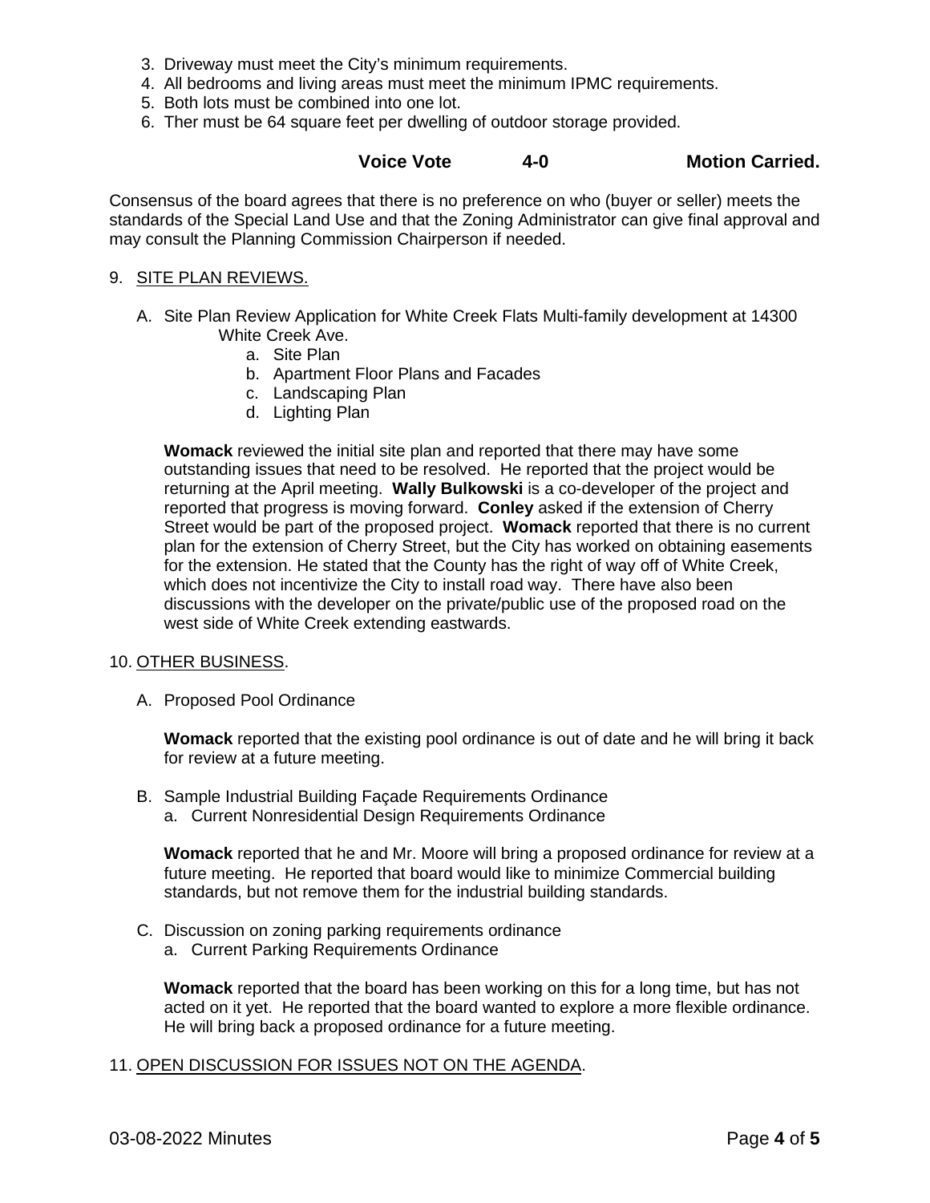3. Driveway must meet the City's minimum requirements.
4. All bedrooms and living areas must meet the minimum IPMC requirements.
5. Both lots must be combined into one lot.
6. Ther must be 64 square feet per dwelling of outdoor storage provided.

**Voice Vote 4-0 Motion Carried.**

Consensus of the board agrees that there is no preference on who (buyer or seller) meets the standards of the Special Land Use and that the Zoning Administrator can give final approval and may consult the Planning Commission Chairperson if needed.

9. SITE PLAN REVIEWS.

   A. Site Plan Review Application for White Creek Flats Multi-family development at 14300 White Creek Ave.
      a. Site Plan
      b. Apartment Floor Plans and Facades
      c. Landscaping Plan
      d. Lighting Plan

   **Womack** reviewed the initial site plan and reported that there may have some outstanding issues that need to be resolved. He reported that the project would be returning at the April meeting. **Wally Bulkowski** is a co-developer of the project and reported that progress is moving forward. **Conley** asked if the extension of Cherry Street would be part of the proposed project. **Womack** reported that there is no current plan for the extension of Cherry Street, but the City has worked on obtaining easements for the extension. He stated that the County has the right of way off of White Creek, which does not incentivize the City to install road way. There have also been discussions with the developer on the private/public use of the proposed road on the west side of White Creek extending eastwards.

10. OTHER BUSINESS.

   A. Proposed Pool Ordinance

   **Womack** reported that the existing pool ordinance is out of date and he will bring it back for review at a future meeting.

   B. Sample Industrial Building Façade Requirements Ordinance
      a. Current Nonresidential Design Requirements Ordinance

   **Womack** reported that he and Mr. Moore will bring a proposed ordinance for review at a future meeting. He reported that board would like to minimize Commercial building standards, but not remove them for the industrial building standards.

   C. Discussion on zoning parking requirements ordinance
      a. Current Parking Requirements Ordinance

   **Womack** reported that the board has been working on this for a long time, but has not acted on it yet. He reported that the board wanted to explore a more flexible ordinance. He will bring back a proposed ordinance for a future meeting.

11. OPEN DISCUSSION FOR ISSUES NOT ON THE AGENDA.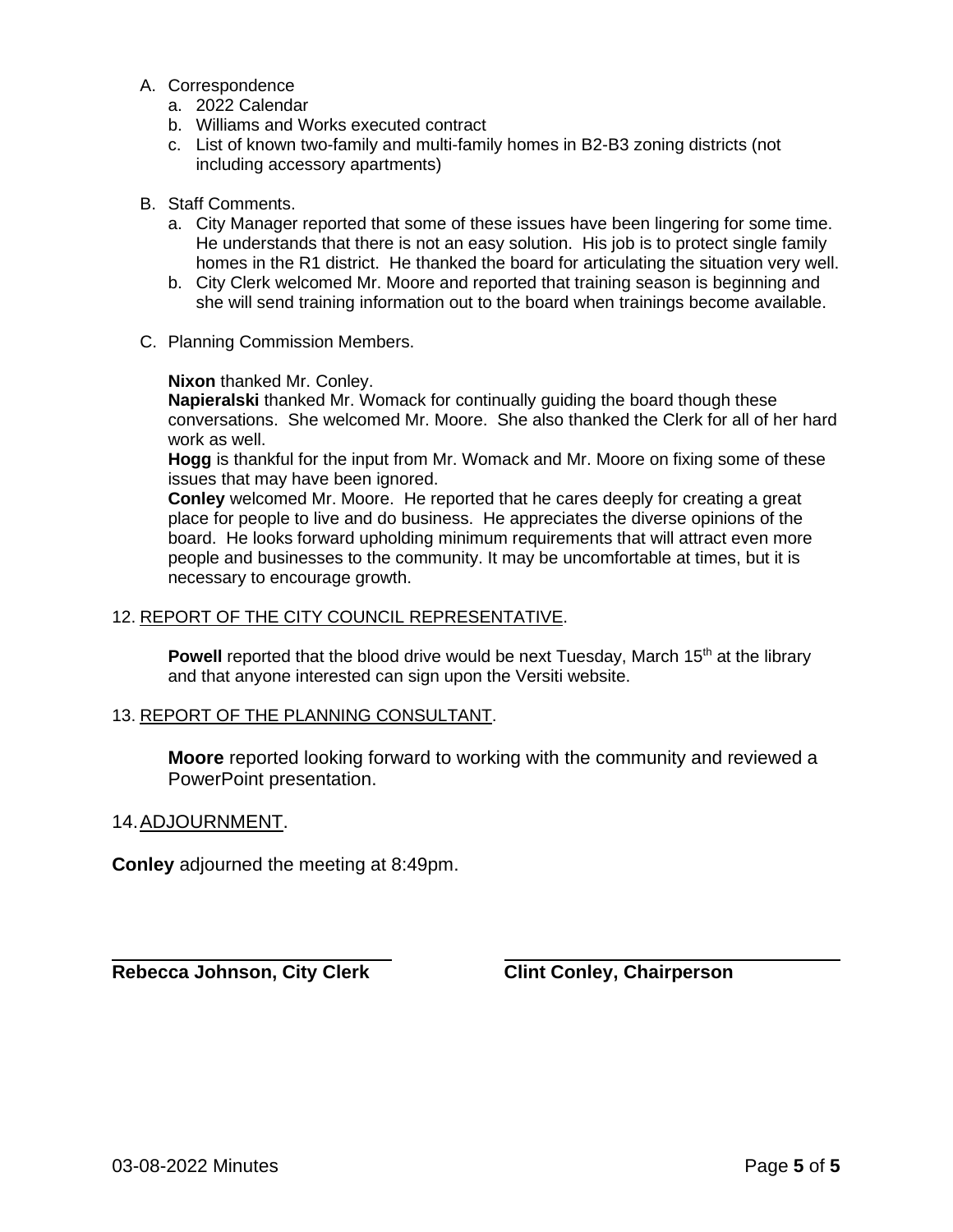A. Correspondence
   a. 2022 Calendar
   b. Williams and Works executed contract
   c. List of known two-family and multi-family homes in B2-B3 zoning districts (not including accessory apartments)

B. Staff Comments.
   a. City Manager reported that some of these issues have been lingering for some time. He understands that there is not an easy solution. His job is to protect single family homes in the R1 district. He thanked the board for articulating the situation very well.
   b. City Clerk welcomed Mr. Moore and reported that training season is beginning and she will send training information out to the board when trainings become available.

C. Planning Commission Members.

**Nixon** thanked Mr. Conley.
**Napieralski** thanked Mr. Womack for continually guiding the board though these conversations. She welcomed Mr. Moore. She also thanked the Clerk for all of her hard work as well.
**Hogg** is thankful for the input from Mr. Womack and Mr. Moore on fixing some of these issues that may have been ignored.
**Conley** welcomed Mr. Moore. He reported that he cares deeply for creating a great place for people to live and do business. He appreciates the diverse opinions of the board. He looks forward upholding minimum requirements that will attract even more people and businesses to the community. It may be uncomfortable at times, but it is necessary to encourage growth.

12. REPORT OF THE CITY COUNCIL REPRESENTATIVE.

**Powell** reported that the blood drive would be next Tuesday, March 15th at the library and that anyone interested can sign upon the Versiti website.

13. REPORT OF THE PLANNING CONSULTANT.

**Moore** reported looking forward to working with the community and reviewed a PowerPoint presentation.

14. ADJOURNMENT.

**Conley** adjourned the meeting at 8:49pm.

**Rebecca Johnson, City Clerk** | **Clint Conley, Chairperson**

03-08-2022 Minutes